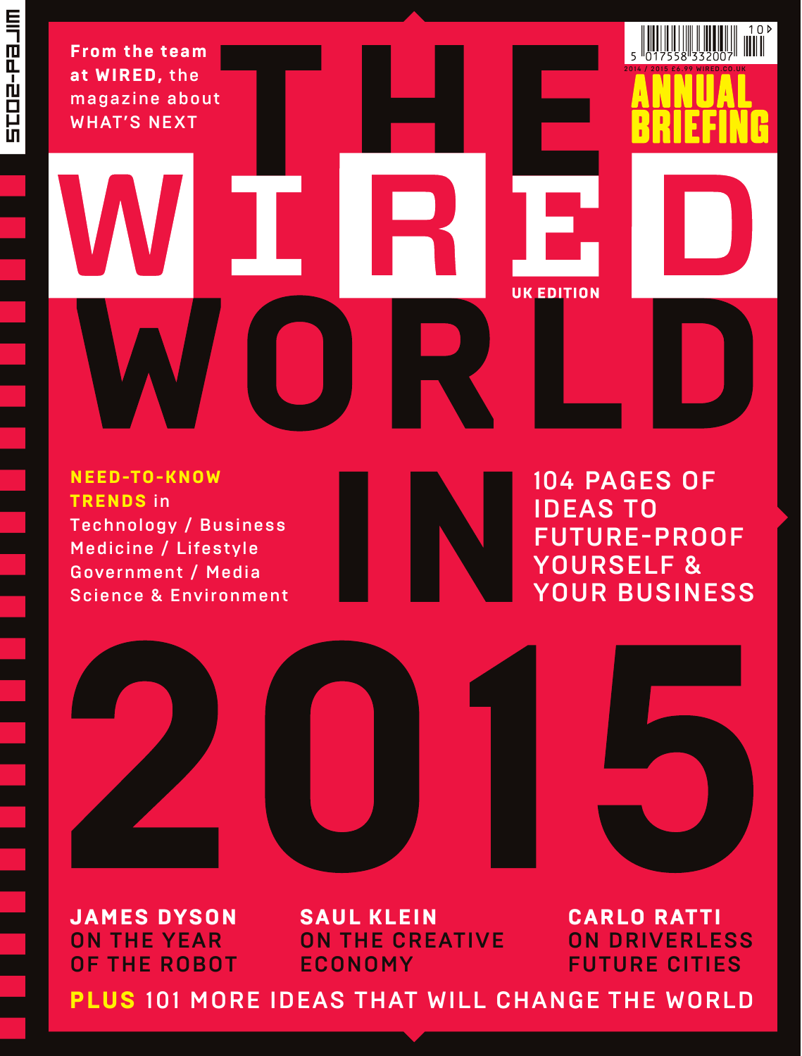From the team at WIRED, the magazine about WHAT'S NEXT

# THE WIRED WORLD IN 2015

UK EDITION

2014 / 2015 £6.99 WIRED.CO.UK

ANNUAL BRIEFING

**NEED-TO-KNOW TRENDS** in
Technology / Business
Medicine / Lifestyle
Government / Media
Science & Environment

104 PAGES OF IDEAS TO FUTURE-PROOF YOURSELF & YOUR BUSINESS

**JAMES DYSON** ON THE YEAR OF THE ROBOT

**SAUL KLEIN** ON THE CREATIVE ECONOMY

**CARLO RATTI** ON DRIVERLESS FUTURE CITIES

**PLUS** 101 MORE IDEAS THAT WILL CHANGE THE WORLD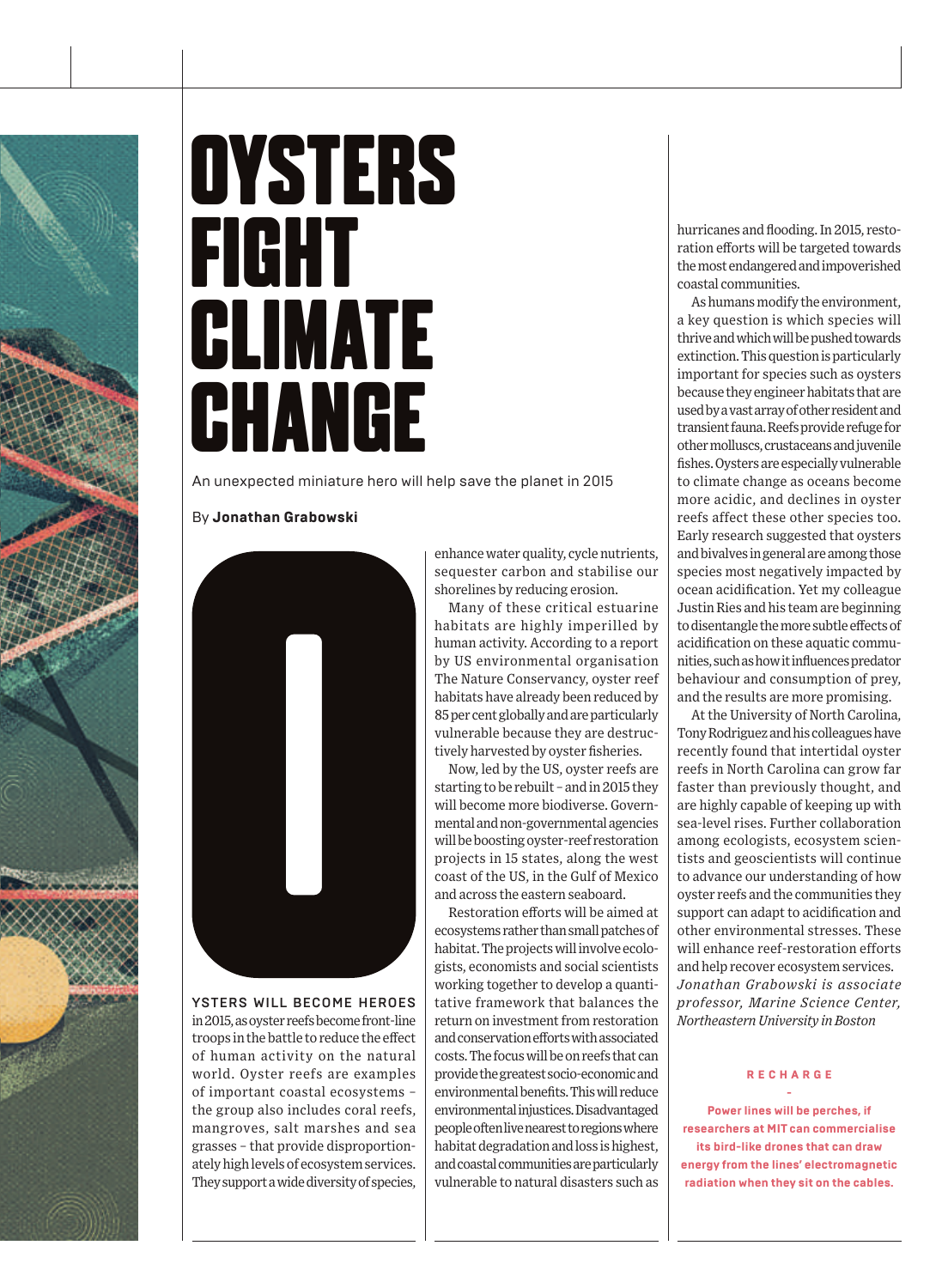# OYSTERS FIGHT CLIMATE CHANGE

An unexpected miniature hero will help save the planet in 2015

By **Jonathan Grabowski**

**OYSTERS WILL BECOME HEROES** in 2015, as oyster reefs become front-line troops in the battle to reduce the effect of human activity on the natural world. Oyster reefs are examples of important coastal ecosystems – the group also includes coral reefs, mangroves, salt marshes and sea grasses – that provide disproportionately high levels of ecosystem services. They support a wide diversity of species, enhance water quality, cycle nutrients, sequester carbon and stabilise our shorelines by reducing erosion.

Many of these critical estuarine habitats are highly imperilled by human activity. According to a report by US environmental organisation The Nature Conservancy, oyster reef habitats have already been reduced by 85 per cent globally and are particularly vulnerable because they are destructively harvested by oyster fisheries.

Now, led by the US, oyster reefs are starting to be rebuilt – and in 2015 they will become more biodiverse. Governmental and non-governmental agencies will be boosting oyster-reef restoration projects in 15 states, along the west coast of the US, in the Gulf of Mexico and across the eastern seaboard.

Restoration efforts will be aimed at ecosystems rather than small patches of habitat. The projects will involve ecologists, economists and social scientists working together to develop a quantitative framework that balances the return on investment from restoration and conservation efforts with associated costs. The focus will be on reefs that can provide the greatest socio-economic and environmental benefits. This will reduce environmental injustices. Disadvantaged people often live nearest to regions where habitat degradation and loss is highest, and coastal communities are particularly vulnerable to natural disasters such as hurricanes and flooding. In 2015, restoration efforts will be targeted towards the most endangered and impoverished coastal communities.

As humans modify the environment, a key question is which species will thrive and which will be pushed towards extinction. This question is particularly important for species such as oysters because they engineer habitats that are used by a vast array of other resident and transient fauna. Reefs provide refuge for other molluscs, crustaceans and juvenile fishes. Oysters are especially vulnerable to climate change as oceans become more acidic, and declines in oyster reefs affect these other species too. Early research suggested that oysters and bivalves in general are among those species most negatively impacted by ocean acidification. Yet my colleague Justin Ries and his team are beginning to disentangle the more subtle effects of acidification on these aquatic communities, such as how it influences predator behaviour and consumption of prey, and the results are more promising.

At the University of North Carolina, Tony Rodriguez and his colleagues have recently found that intertidal oyster reefs in North Carolina can grow far faster than previously thought, and are highly capable of keeping up with sea-level rises. Further collaboration among ecologists, ecosystem scientists and geoscientists will continue to advance our understanding of how oyster reefs and the communities they support can adapt to acidification and other environmental stresses. These will enhance reef-restoration efforts and help recover ecosystem services.

*Jonathan Grabowski is associate professor, Marine Science Center, Northeastern University in Boston*

**RECHARGE**

**Power lines will be perches, if researchers at MIT can commercialise its bird-like drones that can draw energy from the lines' electromagnetic radiation when they sit on the cables.**